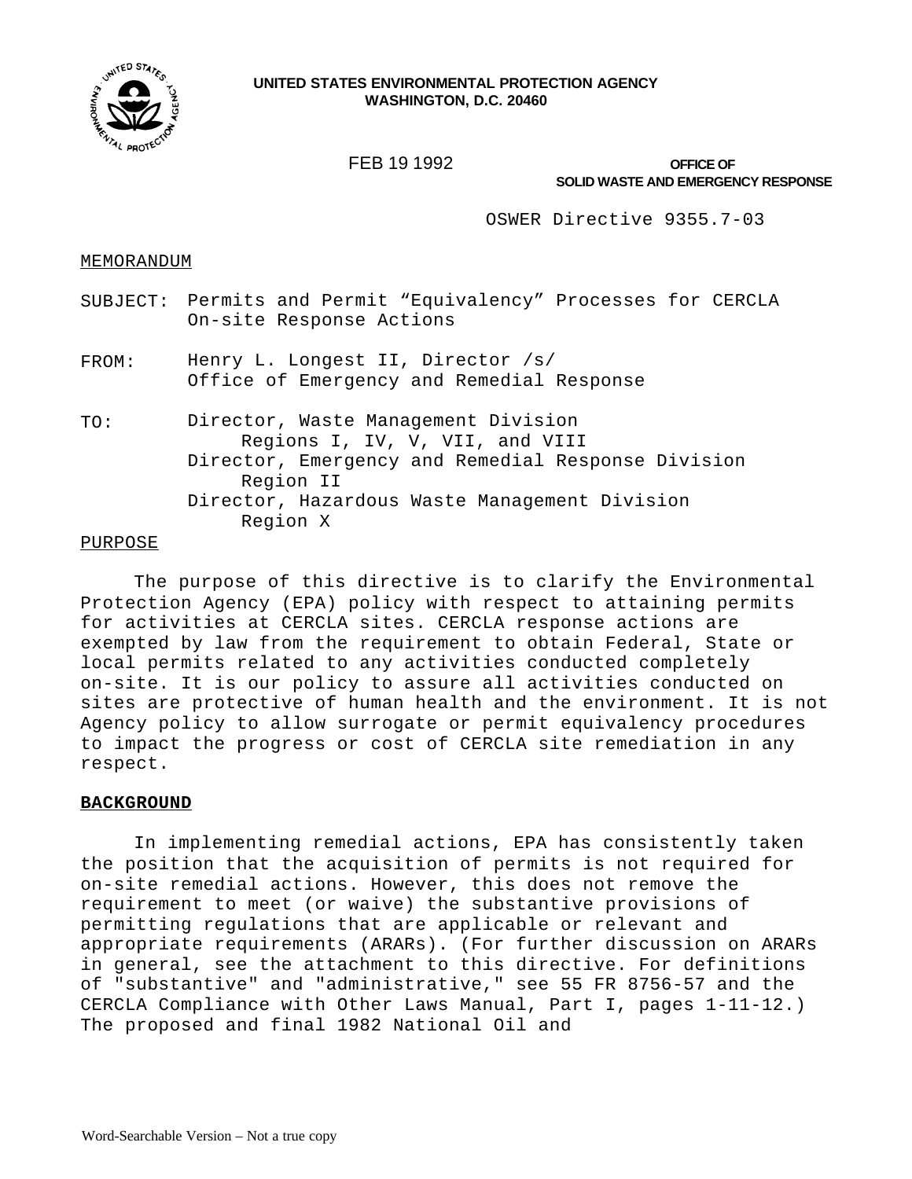**UNITED STATES ENVIRONMENTAL PROTECTION AGENCY**
**WASHINGTON, D.C. 20460**

FEB 19 1992

**OFFICE OF**
**SOLID WASTE AND EMERGENCY RESPONSE**

OSWER Directive 9355.7-03

MEMORANDUM

SUBJECT: Permits and Permit "Equivalency" Processes for CERCLA On-site Response Actions

FROM: Henry L. Longest II, Director /s/
Office of Emergency and Remedial Response

TO: Director, Waste Management Division
Regions I, IV, V, VII, and VIII
Director, Emergency and Remedial Response Division
Region II
Director, Hazardous Waste Management Division
Region X

PURPOSE

The purpose of this directive is to clarify the Environmental Protection Agency (EPA) policy with respect to attaining permits for activities at CERCLA sites. CERCLA response actions are exempted by law from the requirement to obtain Federal, State or local permits related to any activities conducted completely on-site. It is our policy to assure all activities conducted on sites are protective of human health and the environment. It is not Agency policy to allow surrogate or permit equivalency procedures to impact the progress or cost of CERCLA site remediation in any respect.

**BACKGROUND**

In implementing remedial actions, EPA has consistently taken the position that the acquisition of permits is not required for on-site remedial actions. However, this does not remove the requirement to meet (or waive) the substantive provisions of permitting regulations that are applicable or relevant and appropriate requirements (ARARs). (For further discussion on ARARs in general, see the attachment to this directive. For definitions of "substantive" and "administrative," see 55 FR 8756-57 and the CERCLA Compliance with Other Laws Manual, Part I, pages 1-11-12.) The proposed and final 1982 National Oil and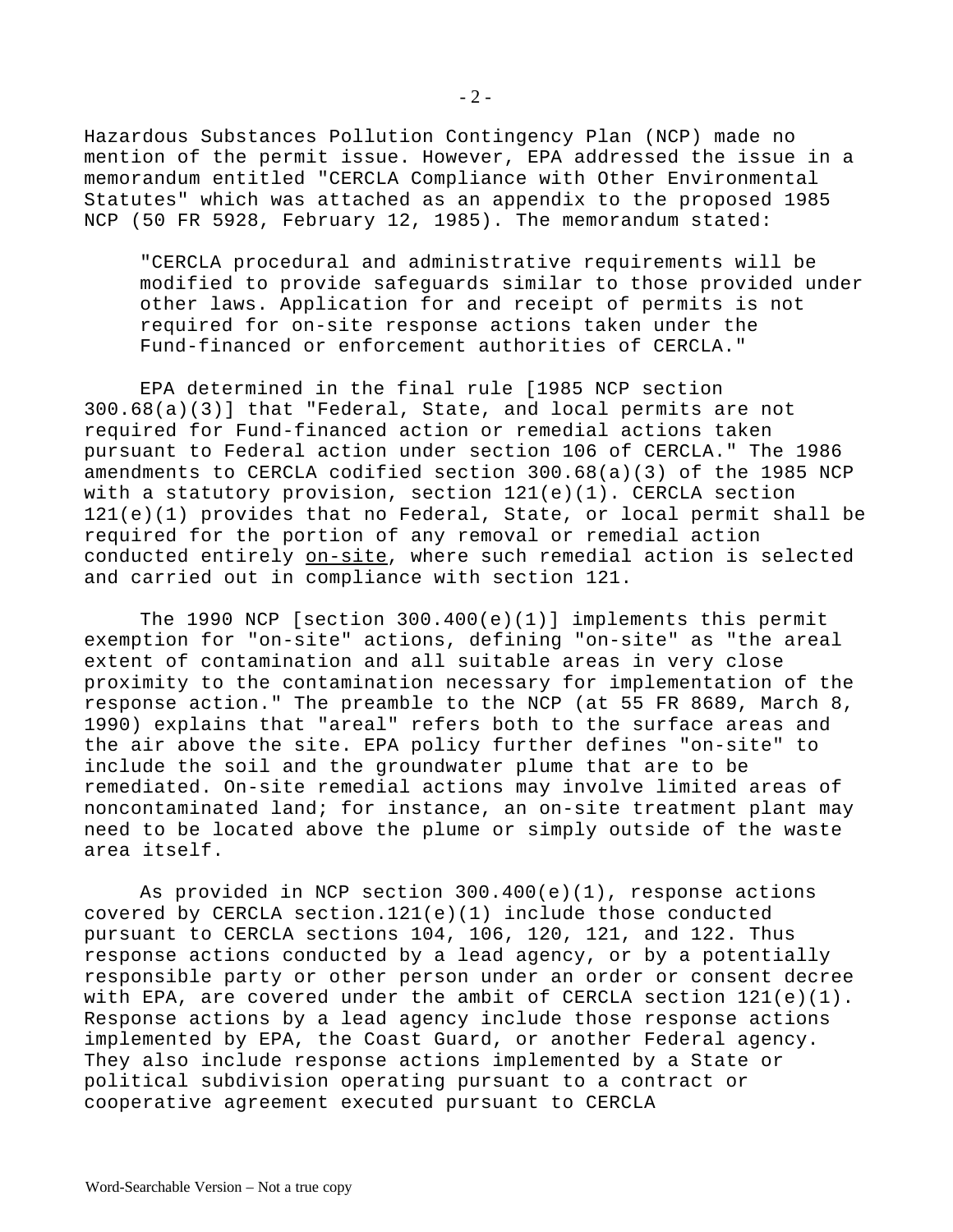Hazardous Substances Pollution Contingency Plan (NCP) made no mention of the permit issue. However, EPA addressed the issue in a memorandum entitled "CERCLA Compliance with Other Environmental Statutes" which was attached as an appendix to the proposed 1985 NCP (50 FR 5928, February 12, 1985). The memorandum stated:

> "CERCLA procedural and administrative requirements will be modified to provide safeguards similar to those provided under other laws. Application for and receipt of permits is not required for on-site response actions taken under the Fund-financed or enforcement authorities of CERCLA."

EPA determined in the final rule [1985 NCP section 300.68(a)(3)] that "Federal, State, and local permits are not required for Fund-financed action or remedial actions taken pursuant to Federal action under section 106 of CERCLA." The 1986 amendments to CERCLA codified section 300.68(a)(3) of the 1985 NCP with a statutory provision, section 121(e)(1). CERCLA section 121(e)(1) provides that no Federal, State, or local permit shall be required for the portion of any removal or remedial action conducted entirely <u>on-site</u>, where such remedial action is selected and carried out in compliance with section 121.

The 1990 NCP [section 300.400(e)(1)] implements this permit exemption for "on-site" actions, defining "on-site" as "the areal extent of contamination and all suitable areas in very close proximity to the contamination necessary for implementation of the response action." The preamble to the NCP (at 55 FR 8689, March 8, 1990) explains that "areal" refers both to the surface areas and the air above the site. EPA policy further defines "on-site" to include the soil and the groundwater plume that are to be remediated. On-site remedial actions may involve limited areas of noncontaminated land; for instance, an on-site treatment plant may need to be located above the plume or simply outside of the waste area itself.

As provided in NCP section 300.400(e)(1), response actions covered by CERCLA section.121(e)(1) include those conducted pursuant to CERCLA sections 104, 106, 120, 121, and 122. Thus response actions conducted by a lead agency, or by a potentially responsible party or other person under an order or consent decree with EPA, are covered under the ambit of CERCLA section 121(e)(1). Response actions by a lead agency include those response actions implemented by EPA, the Coast Guard, or another Federal agency. They also include response actions implemented by a State or political subdivision operating pursuant to a contract or cooperative agreement executed pursuant to CERCLA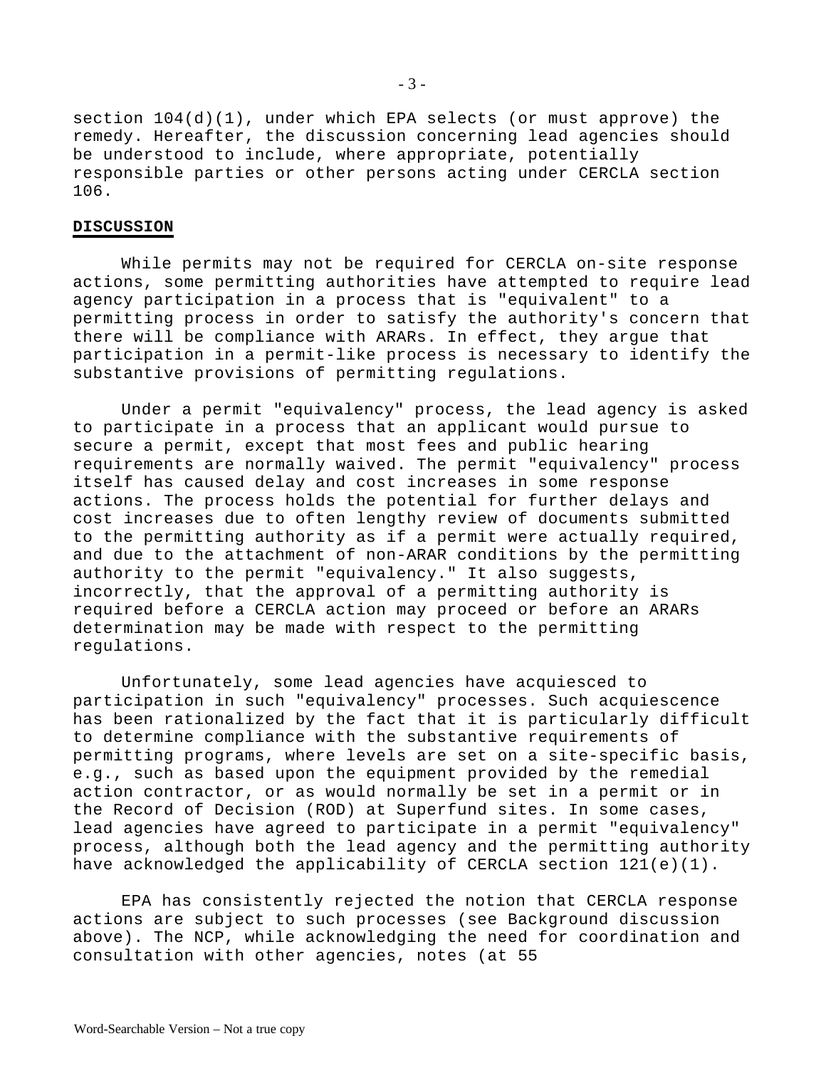section 104(d)(1), under which EPA selects (or must approve) the remedy. Hereafter, the discussion concerning lead agencies should be understood to include, where appropriate, potentially responsible parties or other persons acting under CERCLA section 106.

## DISCUSSION

While permits may not be required for CERCLA on-site response actions, some permitting authorities have attempted to require lead agency participation in a process that is "equivalent" to a permitting process in order to satisfy the authority's concern that there will be compliance with ARARs. In effect, they argue that participation in a permit-like process is necessary to identify the substantive provisions of permitting regulations.

Under a permit "equivalency" process, the lead agency is asked to participate in a process that an applicant would pursue to secure a permit, except that most fees and public hearing requirements are normally waived. The permit "equivalency" process itself has caused delay and cost increases in some response actions. The process holds the potential for further delays and cost increases due to often lengthy review of documents submitted to the permitting authority as if a permit were actually required, and due to the attachment of non-ARAR conditions by the permitting authority to the permit "equivalency." It also suggests, incorrectly, that the approval of a permitting authority is required before a CERCLA action may proceed or before an ARARs determination may be made with respect to the permitting regulations.

Unfortunately, some lead agencies have acquiesced to participation in such "equivalency" processes. Such acquiescence has been rationalized by the fact that it is particularly difficult to determine compliance with the substantive requirements of permitting programs, where levels are set on a site-specific basis, e.g., such as based upon the equipment provided by the remedial action contractor, or as would normally be set in a permit or in the Record of Decision (ROD) at Superfund sites. In some cases, lead agencies have agreed to participate in a permit "equivalency" process, although both the lead agency and the permitting authority have acknowledged the applicability of CERCLA section 121(e)(1).

EPA has consistently rejected the notion that CERCLA response actions are subject to such processes (see Background discussion above). The NCP, while acknowledging the need for coordination and consultation with other agencies, notes (at 55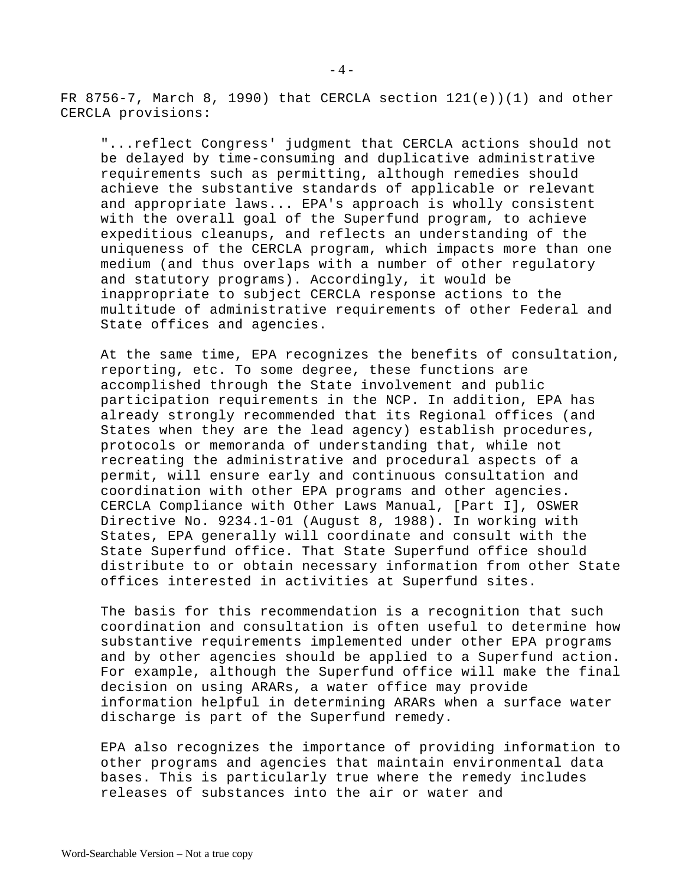FR 8756-7, March 8, 1990) that CERCLA section 121(e))(1) and other CERCLA provisions:

> "...reflect Congress' judgment that CERCLA actions should not be delayed by time-consuming and duplicative administrative requirements such as permitting, although remedies should achieve the substantive standards of applicable or relevant and appropriate laws... EPA's approach is wholly consistent with the overall goal of the Superfund program, to achieve expeditious cleanups, and reflects an understanding of the uniqueness of the CERCLA program, which impacts more than one medium (and thus overlaps with a number of other regulatory and statutory programs). Accordingly, it would be inappropriate to subject CERCLA response actions to the multitude of administrative requirements of other Federal and State offices and agencies.
>
> At the same time, EPA recognizes the benefits of consultation, reporting, etc. To some degree, these functions are accomplished through the State involvement and public participation requirements in the NCP. In addition, EPA has already strongly recommended that its Regional offices (and States when they are the lead agency) establish procedures, protocols or memoranda of understanding that, while not recreating the administrative and procedural aspects of a permit, will ensure early and continuous consultation and coordination with other EPA programs and other agencies. CERCLA Compliance with Other Laws Manual, [Part I], OSWER Directive No. 9234.1-01 (August 8, 1988). In working with States, EPA generally will coordinate and consult with the State Superfund office. That State Superfund office should distribute to or obtain necessary information from other State offices interested in activities at Superfund sites.
>
> The basis for this recommendation is a recognition that such coordination and consultation is often useful to determine how substantive requirements implemented under other EPA programs and by other agencies should be applied to a Superfund action. For example, although the Superfund office will make the final decision on using ARARs, a water office may provide information helpful in determining ARARs when a surface water discharge is part of the Superfund remedy.
>
> EPA also recognizes the importance of providing information to other programs and agencies that maintain environmental data bases. This is particularly true where the remedy includes releases of substances into the air or water and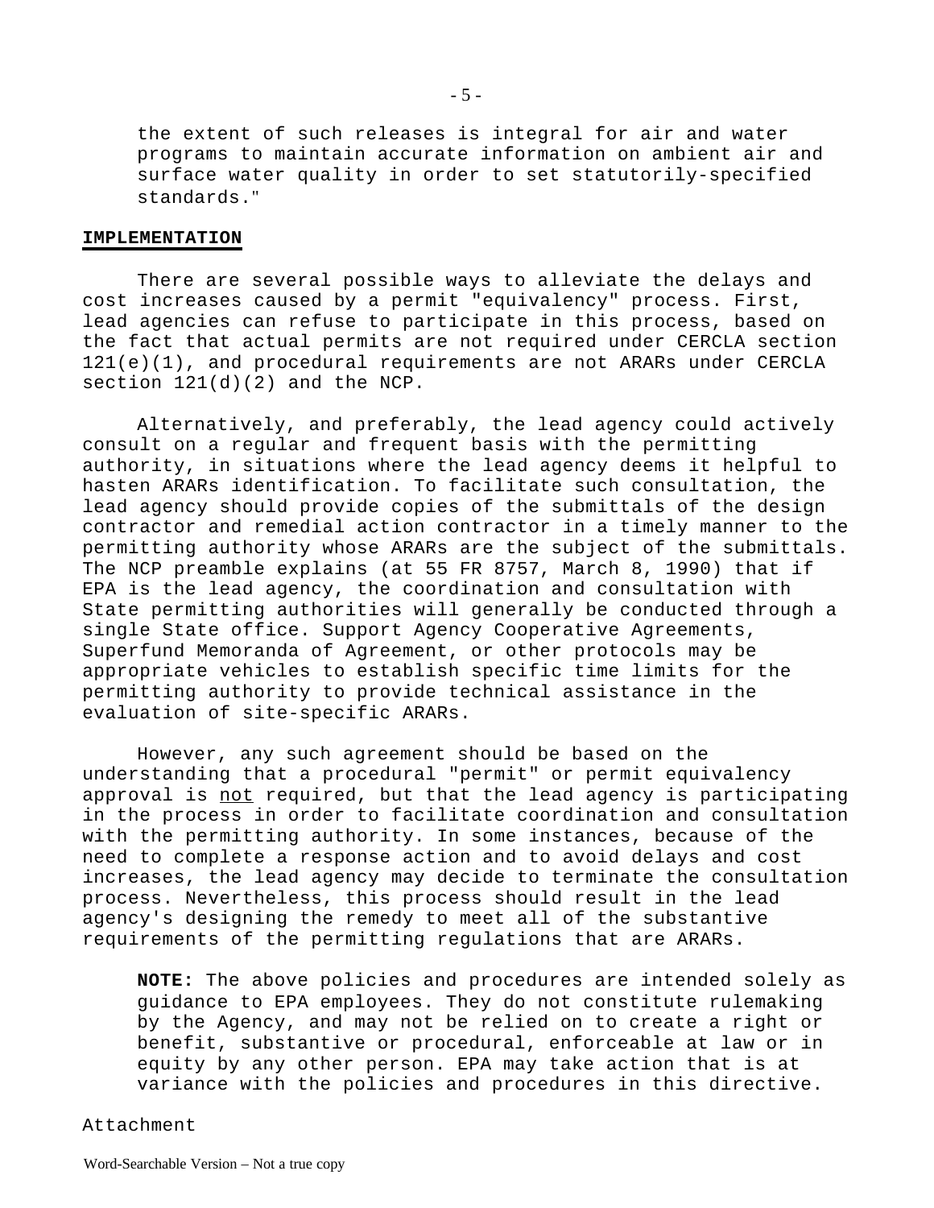the extent of such releases is integral for air and water programs to maintain accurate information on ambient air and surface water quality in order to set statutorily-specified standards."

## IMPLEMENTATION

There are several possible ways to alleviate the delays and cost increases caused by a permit "equivalency" process. First, lead agencies can refuse to participate in this process, based on the fact that actual permits are not required under CERCLA section 121(e)(1), and procedural requirements are not ARARs under CERCLA section 121(d)(2) and the NCP.

Alternatively, and preferably, the lead agency could actively consult on a regular and frequent basis with the permitting authority, in situations where the lead agency deems it helpful to hasten ARARs identification. To facilitate such consultation, the lead agency should provide copies of the submittals of the design contractor and remedial action contractor in a timely manner to the permitting authority whose ARARs are the subject of the submittals. The NCP preamble explains (at 55 FR 8757, March 8, 1990) that if EPA is the lead agency, the coordination and consultation with State permitting authorities will generally be conducted through a single State office. Support Agency Cooperative Agreements, Superfund Memoranda of Agreement, or other protocols may be appropriate vehicles to establish specific time limits for the permitting authority to provide technical assistance in the evaluation of site-specific ARARs.

However, any such agreement should be based on the understanding that a procedural "permit" or permit equivalency approval is not required, but that the lead agency is participating in the process in order to facilitate coordination and consultation with the permitting authority. In some instances, because of the need to complete a response action and to avoid delays and cost increases, the lead agency may decide to terminate the consultation process. Nevertheless, this process should result in the lead agency's designing the remedy to meet all of the substantive requirements of the permitting regulations that are ARARs.

**NOTE:** The above policies and procedures are intended solely as guidance to EPA employees. They do not constitute rulemaking by the Agency, and may not be relied on to create a right or benefit, substantive or procedural, enforceable at law or in equity by any other person. EPA may take action that is at variance with the policies and procedures in this directive.

Attachment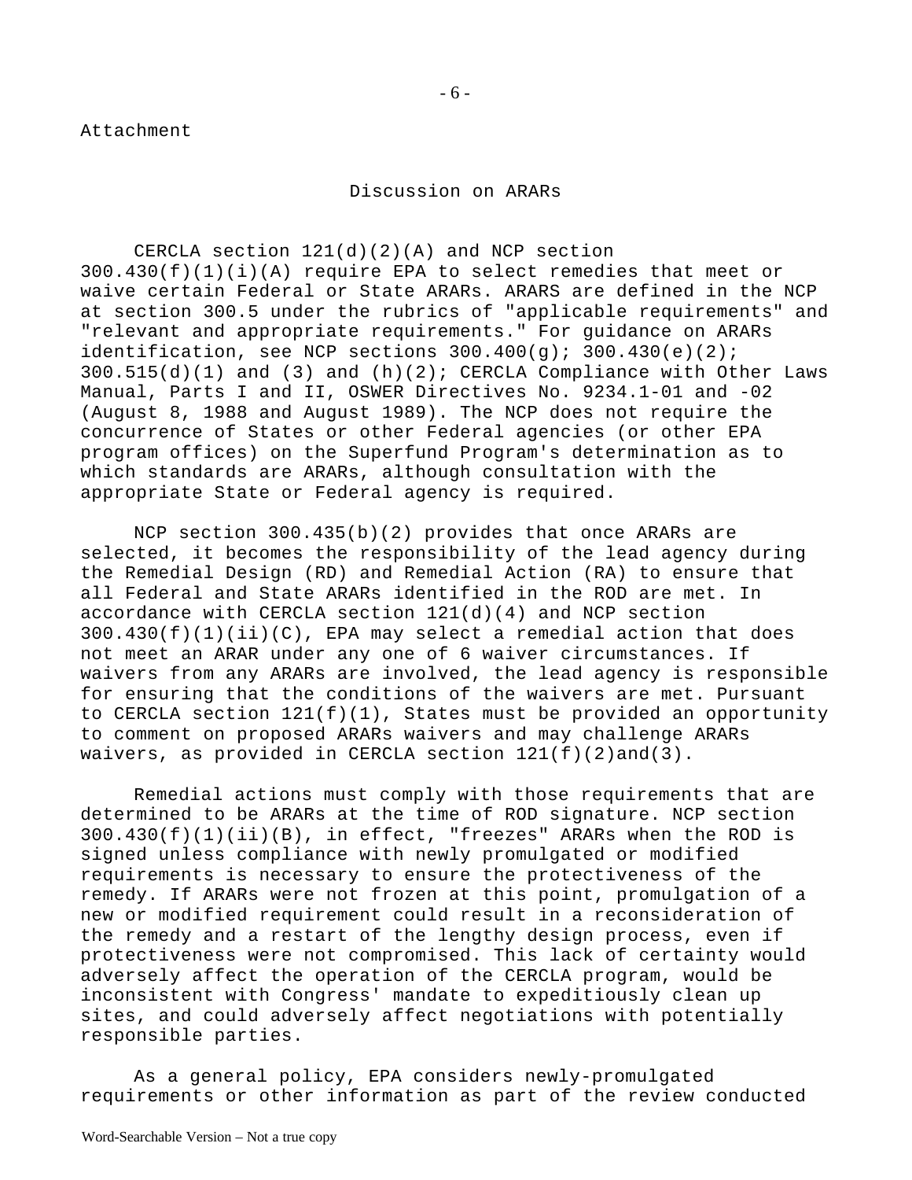Attachment

## Discussion on ARARs

CERCLA section 121(d)(2)(A) and NCP section 300.430(f)(1)(i)(A) require EPA to select remedies that meet or waive certain Federal or State ARARs. ARARS are defined in the NCP at section 300.5 under the rubrics of "applicable requirements" and "relevant and appropriate requirements." For guidance on ARARs identification, see NCP sections 300.400(g); 300.430(e)(2); 300.515(d)(1) and (3) and (h)(2); CERCLA Compliance with Other Laws Manual, Parts I and II, OSWER Directives No. 9234.1-01 and -02 (August 8, 1988 and August 1989). The NCP does not require the concurrence of States or other Federal agencies (or other EPA program offices) on the Superfund Program's determination as to which standards are ARARs, although consultation with the appropriate State or Federal agency is required.

NCP section 300.435(b)(2) provides that once ARARs are selected, it becomes the responsibility of the lead agency during the Remedial Design (RD) and Remedial Action (RA) to ensure that all Federal and State ARARs identified in the ROD are met. In accordance with CERCLA section 121(d)(4) and NCP section 300.430(f)(1)(ii)(C), EPA may select a remedial action that does not meet an ARAR under any one of 6 waiver circumstances. If waivers from any ARARs are involved, the lead agency is responsible for ensuring that the conditions of the waivers are met. Pursuant to CERCLA section 121(f)(1), States must be provided an opportunity to comment on proposed ARARs waivers and may challenge ARARs waivers, as provided in CERCLA section 121(f)(2)and(3).

Remedial actions must comply with those requirements that are determined to be ARARs at the time of ROD signature. NCP section 300.430(f)(1)(ii)(B), in effect, "freezes" ARARs when the ROD is signed unless compliance with newly promulgated or modified requirements is necessary to ensure the protectiveness of the remedy. If ARARs were not frozen at this point, promulgation of a new or modified requirement could result in a reconsideration of the remedy and a restart of the lengthy design process, even if protectiveness were not compromised. This lack of certainty would adversely affect the operation of the CERCLA program, would be inconsistent with Congress' mandate to expeditiously clean up sites, and could adversely affect negotiations with potentially responsible parties.

As a general policy, EPA considers newly-promulgated requirements or other information as part of the review conducted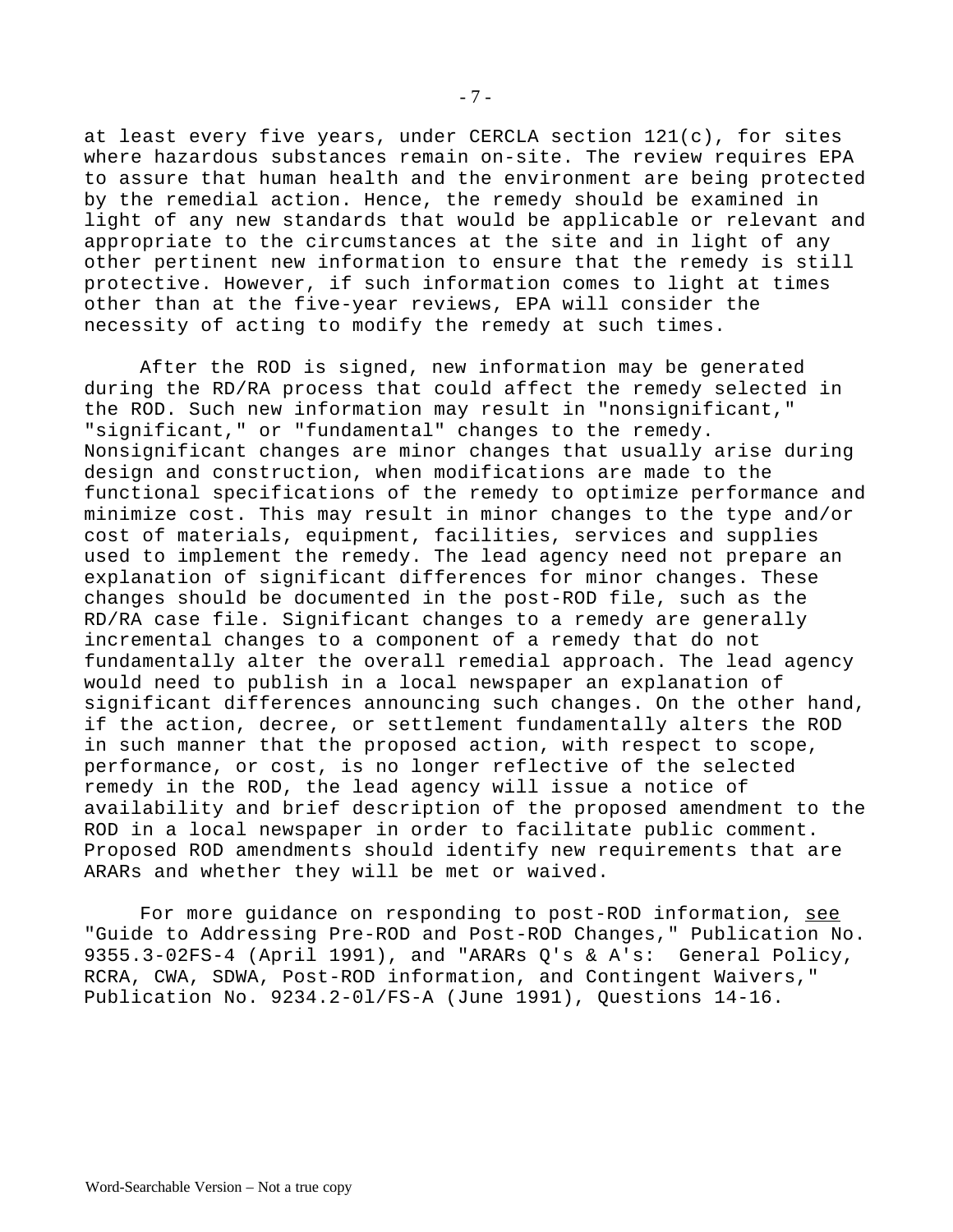at least every five years, under CERCLA section 121(c), for sites where hazardous substances remain on-site. The review requires EPA to assure that human health and the environment are being protected by the remedial action. Hence, the remedy should be examined in light of any new standards that would be applicable or relevant and appropriate to the circumstances at the site and in light of any other pertinent new information to ensure that the remedy is still protective. However, if such information comes to light at times other than at the five-year reviews, EPA will consider the necessity of acting to modify the remedy at such times.

After the ROD is signed, new information may be generated during the RD/RA process that could affect the remedy selected in the ROD. Such new information may result in "nonsignificant," "significant," or "fundamental" changes to the remedy. Nonsignificant changes are minor changes that usually arise during design and construction, when modifications are made to the functional specifications of the remedy to optimize performance and minimize cost. This may result in minor changes to the type and/or cost of materials, equipment, facilities, services and supplies used to implement the remedy. The lead agency need not prepare an explanation of significant differences for minor changes. These changes should be documented in the post-ROD file, such as the RD/RA case file. Significant changes to a remedy are generally incremental changes to a component of a remedy that do not fundamentally alter the overall remedial approach. The lead agency would need to publish in a local newspaper an explanation of significant differences announcing such changes. On the other hand, if the action, decree, or settlement fundamentally alters the ROD in such manner that the proposed action, with respect to scope, performance, or cost, is no longer reflective of the selected remedy in the ROD, the lead agency will issue a notice of availability and brief description of the proposed amendment to the ROD in a local newspaper in order to facilitate public comment. Proposed ROD amendments should identify new requirements that are ARARs and whether they will be met or waived.

For more guidance on responding to post-ROD information, see "Guide to Addressing Pre-ROD and Post-ROD Changes," Publication No. 9355.3-02FS-4 (April 1991), and "ARARs Q's & A's: General Policy, RCRA, CWA, SDWA, Post-ROD information, and Contingent Waivers," Publication No. 9234.2-0l/FS-A (June 1991), Questions 14-16.